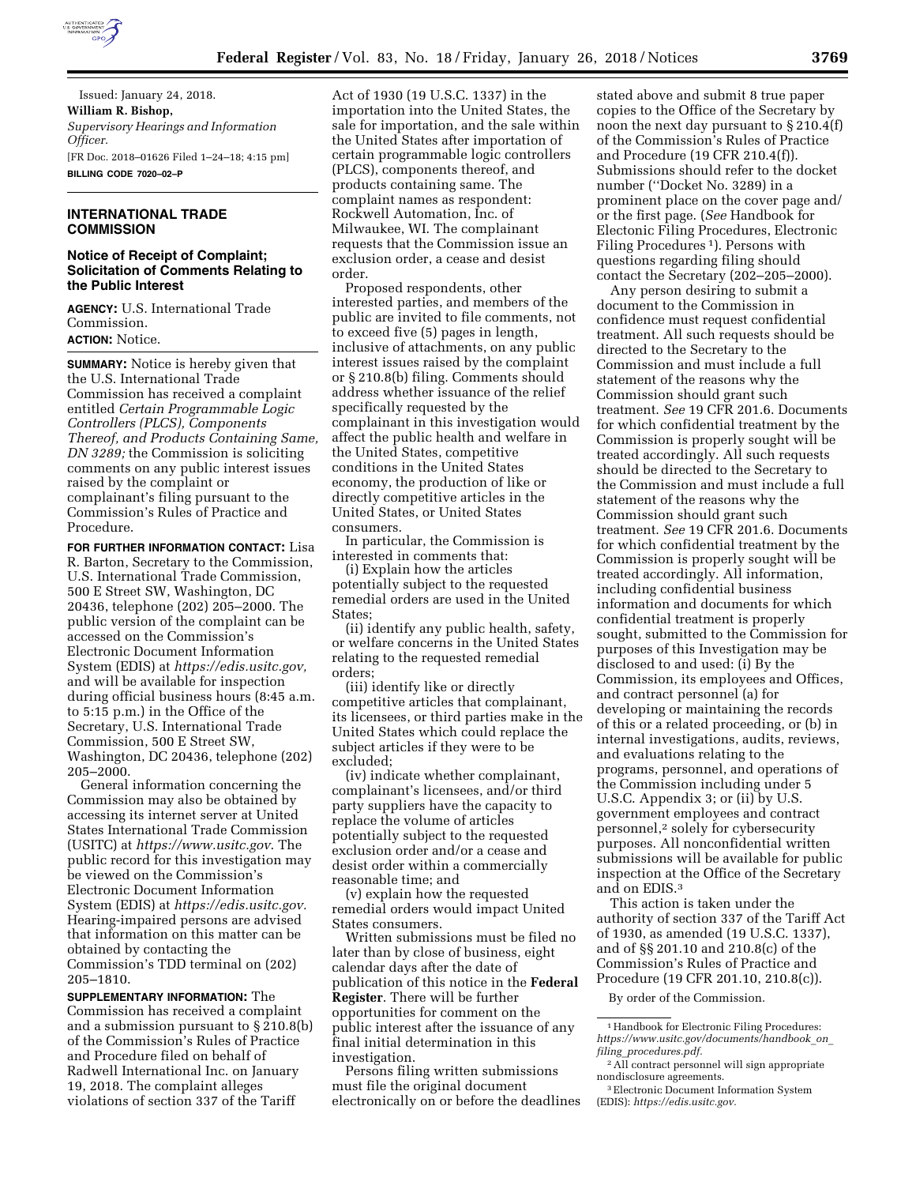Issued: January 24, 2018.

**William R. Bishop,**

*Supervisory Hearings and Information Officer.*

[FR Doc. 2018–01626 Filed 1–24–18; 4:15 pm]

**BILLING CODE 7020–02–P**

## INTERNATIONAL TRADE COMMISSION

### Notice of Receipt of Complaint; Solicitation of Comments Relating to the Public Interest

**AGENCY:** U.S. International Trade Commission.

**ACTION:** Notice.

**SUMMARY:** Notice is hereby given that the U.S. International Trade Commission has received a complaint entitled *Certain Programmable Logic Controllers (PLCS), Components Thereof, and Products Containing Same, DN 3289;* the Commission is soliciting comments on any public interest issues raised by the complaint or complainant's filing pursuant to the Commission's Rules of Practice and Procedure.

**FOR FURTHER INFORMATION CONTACT:** Lisa R. Barton, Secretary to the Commission, U.S. International Trade Commission, 500 E Street SW, Washington, DC 20436, telephone (202) 205–2000. The public version of the complaint can be accessed on the Commission's Electronic Document Information System (EDIS) at *https://edis.usitc.gov,* and will be available for inspection during official business hours (8:45 a.m. to 5:15 p.m.) in the Office of the Secretary, U.S. International Trade Commission, 500 E Street SW, Washington, DC 20436, telephone (202) 205–2000.

General information concerning the Commission may also be obtained by accessing its internet server at United States International Trade Commission (USITC) at *https://www.usitc.gov*. The public record for this investigation may be viewed on the Commission's Electronic Document Information System (EDIS) at *https://edis.usitc.gov.* Hearing-impaired persons are advised that information on this matter can be obtained by contacting the Commission's TDD terminal on (202) 205–1810.

**SUPPLEMENTARY INFORMATION:** The Commission has received a complaint and a submission pursuant to § 210.8(b) of the Commission's Rules of Practice and Procedure filed on behalf of Radwell International Inc. on January 19, 2018. The complaint alleges violations of section 337 of the Tariff Act of 1930 (19 U.S.C. 1337) in the importation into the United States, the sale for importation, and the sale within the United States after importation of certain programmable logic controllers (PLCS), components thereof, and products containing same. The complaint names as respondent: Rockwell Automation, Inc. of Milwaukee, WI. The complainant requests that the Commission issue an exclusion order, a cease and desist order.

Proposed respondents, other interested parties, and members of the public are invited to file comments, not to exceed five (5) pages in length, inclusive of attachments, on any public interest issues raised by the complaint or § 210.8(b) filing. Comments should address whether issuance of the relief specifically requested by the complainant in this investigation would affect the public health and welfare in the United States, competitive conditions in the United States economy, the production of like or directly competitive articles in the United States, or United States consumers.

In particular, the Commission is interested in comments that:

(i) Explain how the articles potentially subject to the requested remedial orders are used in the United States;

(ii) identify any public health, safety, or welfare concerns in the United States relating to the requested remedial orders;

(iii) identify like or directly competitive articles that complainant, its licensees, or third parties make in the United States which could replace the subject articles if they were to be excluded;

(iv) indicate whether complainant, complainant's licensees, and/or third party suppliers have the capacity to replace the volume of articles potentially subject to the requested exclusion order and/or a cease and desist order within a commercially reasonable time; and

(v) explain how the requested remedial orders would impact United States consumers.

Written submissions must be filed no later than by close of business, eight calendar days after the date of publication of this notice in the **Federal Register**. There will be further opportunities for comment on the public interest after the issuance of any final initial determination in this investigation.

Persons filing written submissions must file the original document electronically on or before the deadlines stated above and submit 8 true paper copies to the Office of the Secretary by noon the next day pursuant to § 210.4(f) of the Commission's Rules of Practice and Procedure (19 CFR 210.4(f)). Submissions should refer to the docket number (''Docket No. 3289) in a prominent place on the cover page and/or the first page. (*See* Handbook for Electonic Filing Procedures, Electronic Filing Procedures [1]). Persons with questions regarding filing should contact the Secretary (202–205–2000).

Any person desiring to submit a document to the Commission in confidence must request confidential treatment. All such requests should be directed to the Secretary to the Commission and must include a full statement of the reasons why the Commission should grant such treatment. *See* 19 CFR 201.6. Documents for which confidential treatment by the Commission is properly sought will be treated accordingly. All such requests should be directed to the Secretary to the Commission and must include a full statement of the reasons why the Commission should grant such treatment. *See* 19 CFR 201.6. Documents for which confidential treatment by the Commission is properly sought will be treated accordingly. All information, including confidential business information and documents for which confidential treatment is properly sought, submitted to the Commission for purposes of this Investigation may be disclosed to and used: (i) By the Commission, its employees and Offices, and contract personnel (a) for developing or maintaining the records of this or a related proceeding, or (b) in internal investigations, audits, reviews, and evaluations relating to the programs, personnel, and operations of the Commission including under 5 U.S.C. Appendix 3; or (ii) by U.S. government employees and contract personnel,[2] solely for cybersecurity purposes. All nonconfidential written submissions will be available for public inspection at the Office of the Secretary and on EDIS.[3]

This action is taken under the authority of section 337 of the Tariff Act of 1930, as amended (19 U.S.C. 1337), and of §§ 201.10 and 210.8(c) of the Commission's Rules of Practice and Procedure (19 CFR 201.10, 210.8(c)).

By order of the Commission.

[1] Handbook for Electronic Filing Procedures: *https://www.usitc.gov/documents/handbook_on_filing_procedures.pdf.*

[2] All contract personnel will sign appropriate nondisclosure agreements.

[3] Electronic Document Information System (EDIS): *https://edis.usitc.gov.*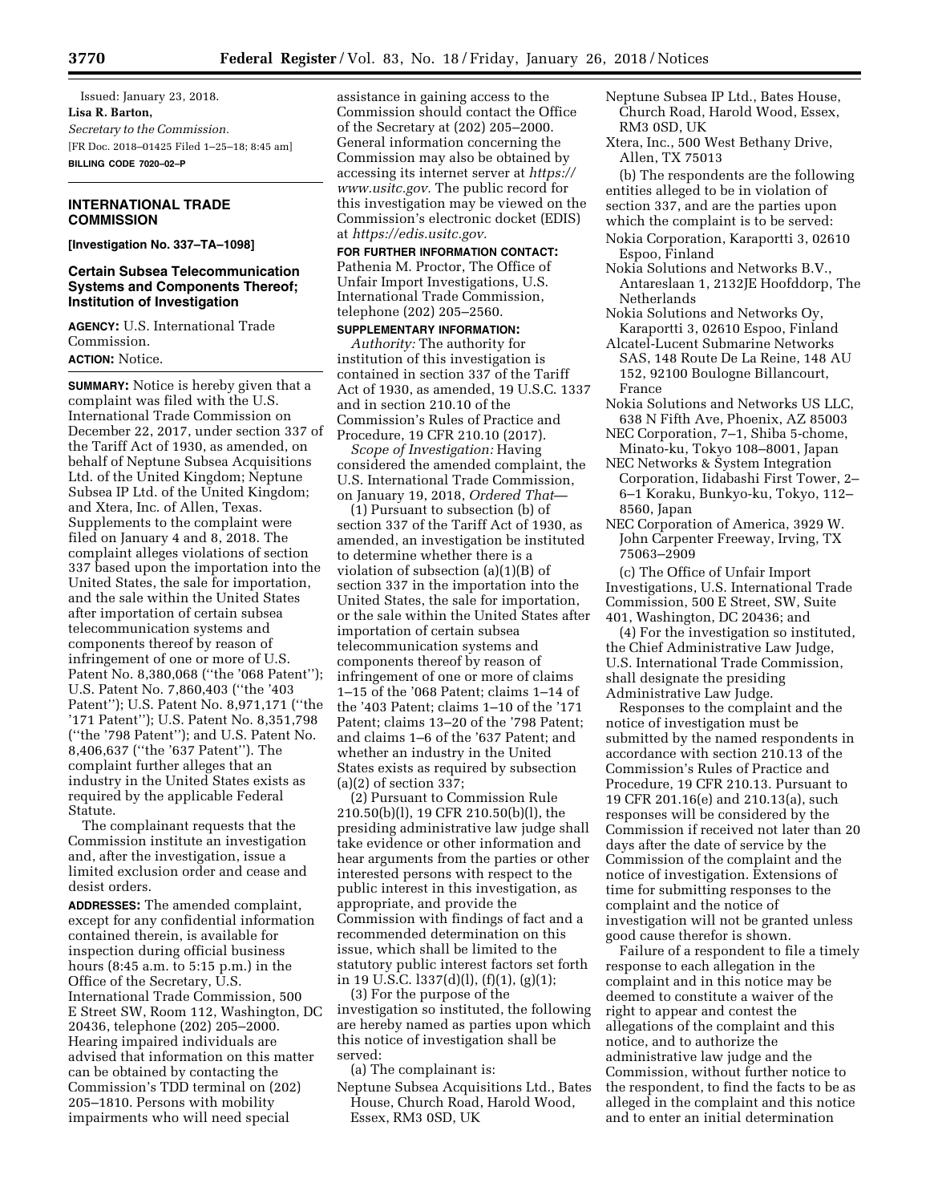Issued: January 23, 2018.

**Lisa R. Barton,**

*Secretary to the Commission.*

[FR Doc. 2018–01425 Filed 1–25–18; 8:45 am]

**BILLING CODE 7020–02–P**

## INTERNATIONAL TRADE COMMISSION

**[Investigation No. 337–TA–1098]**

### Certain Subsea Telecommunication Systems and Components Thereof; Institution of Investigation

**AGENCY:** U.S. International Trade Commission.

**ACTION:** Notice.

**SUMMARY:** Notice is hereby given that a complaint was filed with the U.S. International Trade Commission on December 22, 2017, under section 337 of the Tariff Act of 1930, as amended, on behalf of Neptune Subsea Acquisitions Ltd. of the United Kingdom; Neptune Subsea IP Ltd. of the United Kingdom; and Xtera, Inc. of Allen, Texas. Supplements to the complaint were filed on January 4 and 8, 2018. The complaint alleges violations of section 337 based upon the importation into the United States, the sale for importation, and the sale within the United States after importation of certain subsea telecommunication systems and components thereof by reason of infringement of one or more of U.S. Patent No. 8,380,068 (''the '068 Patent''); U.S. Patent No. 7,860,403 (''the '403 Patent''); U.S. Patent No. 8,971,171 (''the '171 Patent''); U.S. Patent No. 8,351,798 (''the '798 Patent''); and U.S. Patent No. 8,406,637 (''the '637 Patent''). The complaint further alleges that an industry in the United States exists as required by the applicable Federal Statute.

The complainant requests that the Commission institute an investigation and, after the investigation, issue a limited exclusion order and cease and desist orders.

**ADDRESSES:** The amended complaint, except for any confidential information contained therein, is available for inspection during official business hours (8:45 a.m. to 5:15 p.m.) in the Office of the Secretary, U.S. International Trade Commission, 500 E Street SW, Room 112, Washington, DC 20436, telephone (202) 205–2000. Hearing impaired individuals are advised that information on this matter can be obtained by contacting the Commission's TDD terminal on (202) 205–1810. Persons with mobility impairments who will need special assistance in gaining access to the Commission should contact the Office of the Secretary at (202) 205–2000. General information concerning the Commission may also be obtained by accessing its internet server at *https://www.usitc.gov.* The public record for this investigation may be viewed on the Commission's electronic docket (EDIS) at *https://edis.usitc.gov.*

**FOR FURTHER INFORMATION CONTACT:** Pathenia M. Proctor, The Office of Unfair Import Investigations, U.S. International Trade Commission, telephone (202) 205–2560.

**SUPPLEMENTARY INFORMATION:**

*Authority:* The authority for institution of this investigation is contained in section 337 of the Tariff Act of 1930, as amended, 19 U.S.C. 1337 and in section 210.10 of the Commission's Rules of Practice and Procedure, 19 CFR 210.10 (2017).

*Scope of Investigation:* Having considered the amended complaint, the U.S. International Trade Commission, on January 19, 2018, *Ordered That*—

(1) Pursuant to subsection (b) of section 337 of the Tariff Act of 1930, as amended, an investigation be instituted to determine whether there is a violation of subsection (a)(1)(B) of section 337 in the importation into the United States, the sale for importation, or the sale within the United States after importation of certain subsea telecommunication systems and components thereof by reason of infringement of one or more of claims 1–15 of the '068 Patent; claims 1–14 of the '403 Patent; claims 1–10 of the '171 Patent; claims 13–20 of the '798 Patent; and claims 1–6 of the '637 Patent; and whether an industry in the United States exists as required by subsection (a)(2) of section 337;

(2) Pursuant to Commission Rule 210.50(b)(l), 19 CFR 210.50(b)(l), the presiding administrative law judge shall take evidence or other information and hear arguments from the parties or other interested persons with respect to the public interest in this investigation, as appropriate, and provide the Commission with findings of fact and a recommended determination on this issue, which shall be limited to the statutory public interest factors set forth in 19 U.S.C. l337(d)(l), (f)(1), (g)(1);

(3) For the purpose of the investigation so instituted, the following are hereby named as parties upon which this notice of investigation shall be served:

(a) The complainant is:

Neptune Subsea Acquisitions Ltd., Bates House, Church Road, Harold Wood, Essex, RM3 0SD, UK

Neptune Subsea IP Ltd., Bates House, Church Road, Harold Wood, Essex, RM3 0SD, UK

Xtera, Inc., 500 West Bethany Drive, Allen, TX 75013

(b) The respondents are the following entities alleged to be in violation of section 337, and are the parties upon which the complaint is to be served:

Nokia Corporation, Karaportti 3, 02610 Espoo, Finland

Nokia Solutions and Networks B.V., Antareslaan 1, 2132JE Hoofddorp, The Netherlands

Nokia Solutions and Networks Oy, Karaportti 3, 02610 Espoo, Finland

Alcatel-Lucent Submarine Networks SAS, 148 Route De La Reine, 148 AU 152, 92100 Boulogne Billancourt, France

Nokia Solutions and Networks US LLC, 638 N Fifth Ave, Phoenix, AZ 85003

NEC Corporation, 7–1, Shiba 5-chome, Minato-ku, Tokyo 108–8001, Japan

NEC Networks & System Integration Corporation, Iidabashi First Tower, 2–6–1 Koraku, Bunkyo-ku, Tokyo, 112–8560, Japan

NEC Corporation of America, 3929 W. John Carpenter Freeway, Irving, TX 75063–2909

(c) The Office of Unfair Import Investigations, U.S. International Trade Commission, 500 E Street, SW, Suite 401, Washington, DC 20436; and

(4) For the investigation so instituted, the Chief Administrative Law Judge, U.S. International Trade Commission, shall designate the presiding Administrative Law Judge.

Responses to the complaint and the notice of investigation must be submitted by the named respondents in accordance with section 210.13 of the Commission's Rules of Practice and Procedure, 19 CFR 210.13. Pursuant to 19 CFR 201.16(e) and 210.13(a), such responses will be considered by the Commission if received not later than 20 days after the date of service by the Commission of the complaint and the notice of investigation. Extensions of time for submitting responses to the complaint and the notice of investigation will not be granted unless good cause therefor is shown.

Failure of a respondent to file a timely response to each allegation in the complaint and in this notice may be deemed to constitute a waiver of the right to appear and contest the allegations of the complaint and this notice, and to authorize the administrative law judge and the Commission, without further notice to the respondent, to find the facts to be as alleged in the complaint and this notice and to enter an initial determination